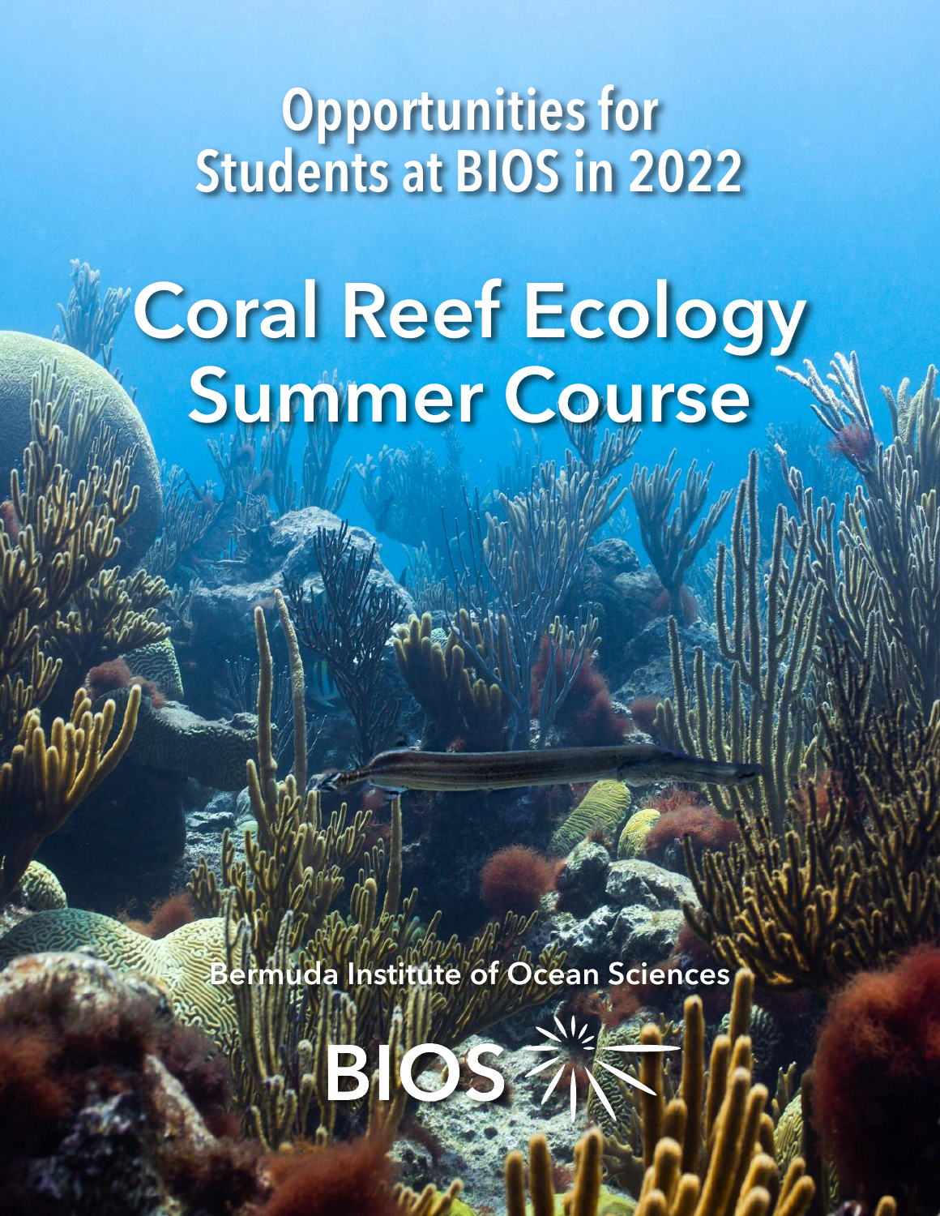# Opportunities for Students at BIOS in 2022

# Coral Reef Ecology Summer Course

Bermuda Institute of Ocean Sciences

BIOS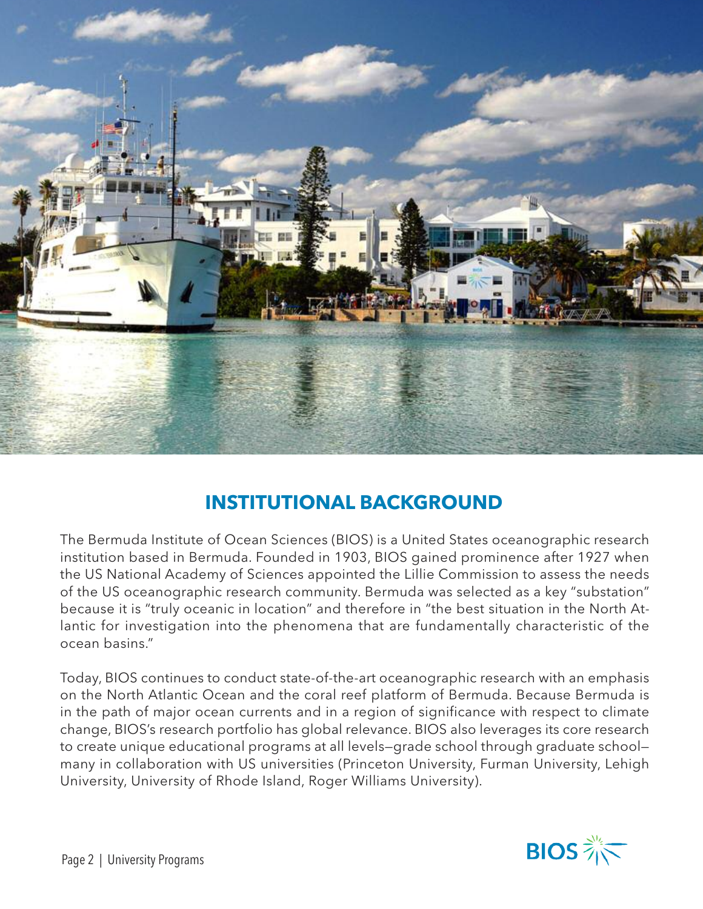## INSTITUTIONAL BACKGROUND

The Bermuda Institute of Ocean Sciences (BIOS) is a United States oceanographic research institution based in Bermuda. Founded in 1903, BIOS gained prominence after 1927 when the US National Academy of Sciences appointed the Lillie Commission to assess the needs of the US oceanographic research community. Bermuda was selected as a key "substation" because it is "truly oceanic in location" and therefore in "the best situation in the North Atlantic for investigation into the phenomena that are fundamentally characteristic of the ocean basins."

Today, BIOS continues to conduct state-of-the-art oceanographic research with an emphasis on the North Atlantic Ocean and the coral reef platform of Bermuda. Because Bermuda is in the path of major ocean currents and in a region of significance with respect to climate change, BIOS's research portfolio has global relevance. BIOS also leverages its core research to create unique educational programs at all levels—grade school through graduate school—many in collaboration with US universities (Princeton University, Furman University, Lehigh University, University of Rhode Island, Roger Williams University).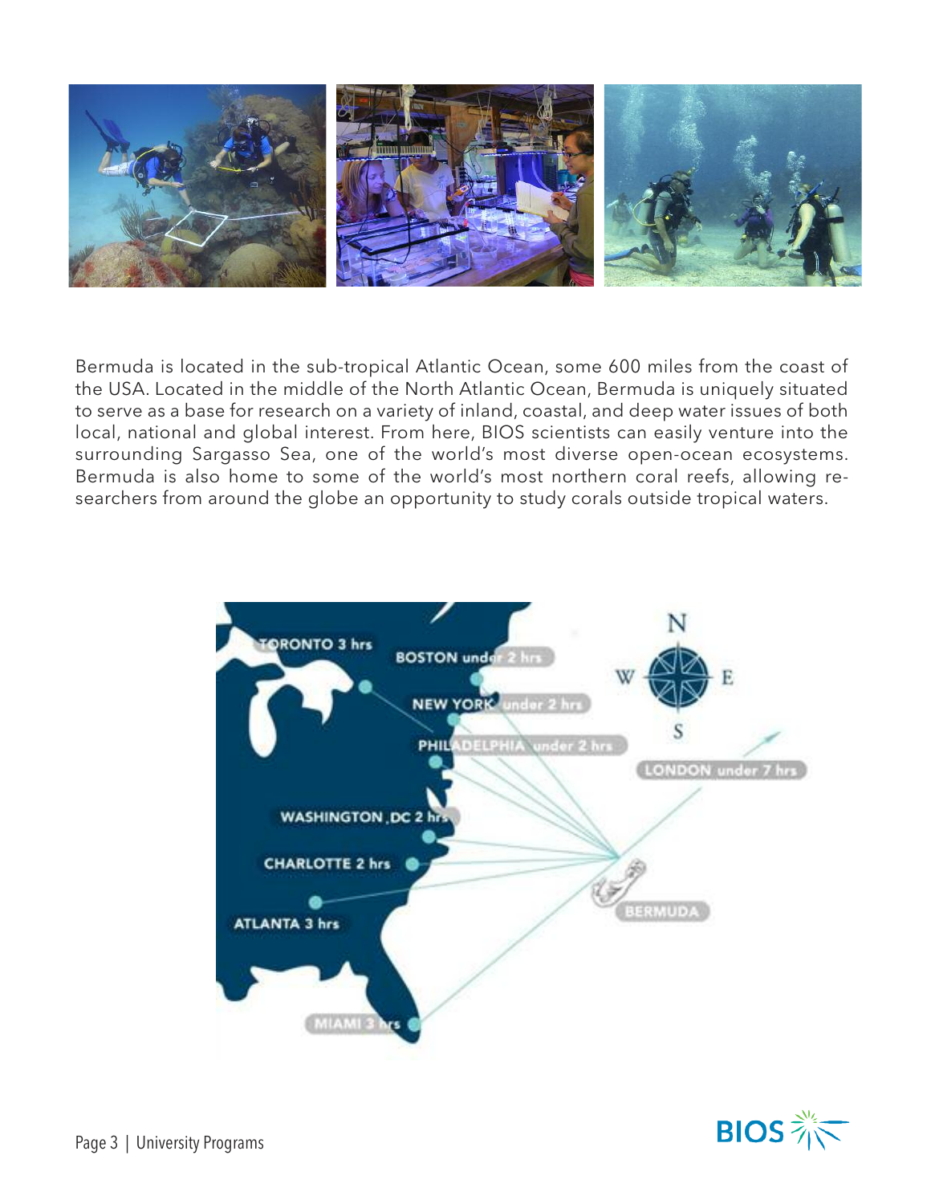Bermuda is located in the sub-tropical Atlantic Ocean, some 600 miles from the coast of the USA. Located in the middle of the North Atlantic Ocean, Bermuda is uniquely situated to serve as a base for research on a variety of inland, coastal, and deep water issues of both local, national and global interest. From here, BIOS scientists can easily venture into the surrounding Sargasso Sea, one of the world's most diverse open-ocean ecosystems. Bermuda is also home to some of the world's most northern coral reefs, allowing researchers from around the globe an opportunity to study corals outside tropical waters.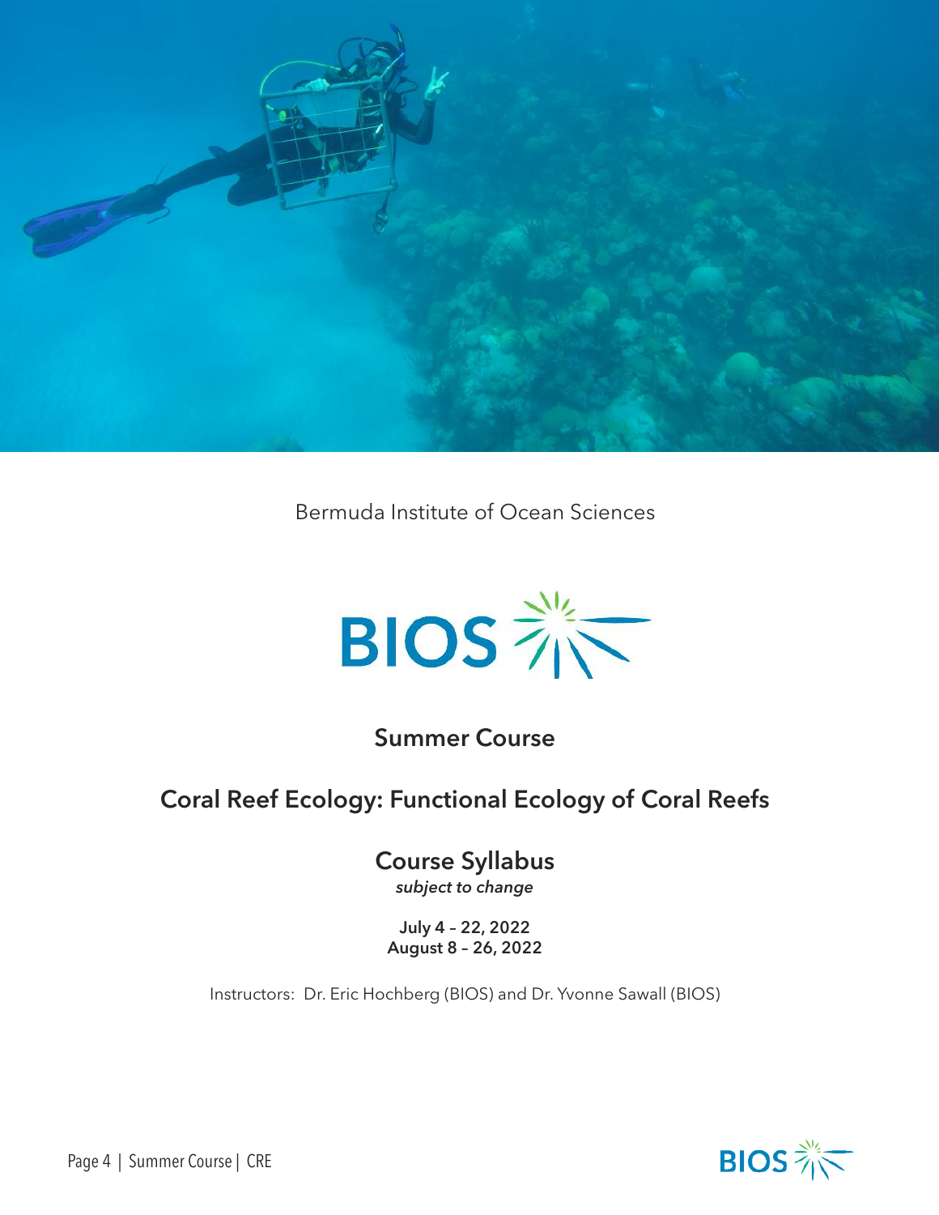Bermuda Institute of Ocean Sciences

BIOS

## Summer Course

# Coral Reef Ecology: Functional Ecology of Coral Reefs

## Course Syllabus

*subject to change*

**July 4 – 22, 2022**
**August 8 – 26, 2022**

Instructors: Dr. Eric Hochberg (BIOS) and Dr. Yvonne Sawall (BIOS)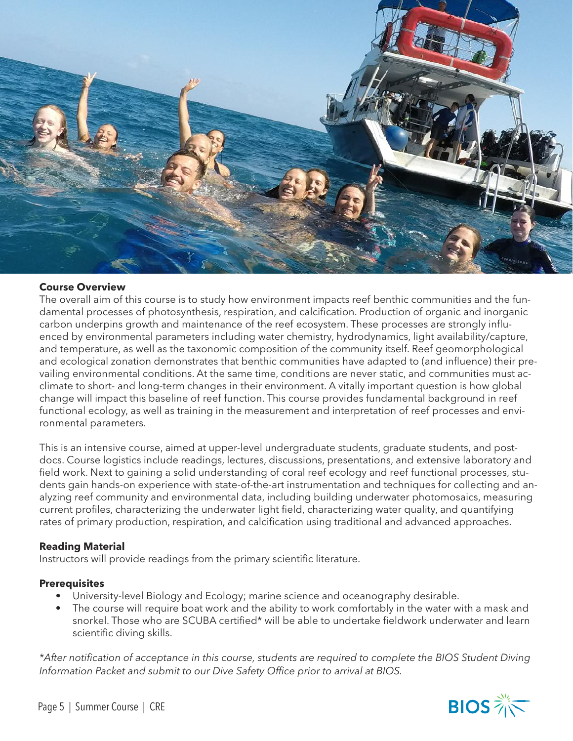**Course Overview**

The overall aim of this course is to study how environment impacts reef benthic communities and the fundamental processes of photosynthesis, respiration, and calcification. Production of organic and inorganic carbon underpins growth and maintenance of the reef ecosystem. These processes are strongly influenced by environmental parameters including water chemistry, hydrodynamics, light availability/capture, and temperature, as well as the taxonomic composition of the community itself. Reef geomorphological and ecological zonation demonstrates that benthic communities have adapted to (and influence) their prevailing environmental conditions. At the same time, conditions are never static, and communities must acclimate to short- and long-term changes in their environment. A vitally important question is how global change will impact this baseline of reef function. This course provides fundamental background in reef functional ecology, as well as training in the measurement and interpretation of reef processes and environmental parameters.

This is an intensive course, aimed at upper-level undergraduate students, graduate students, and postdocs. Course logistics include readings, lectures, discussions, presentations, and extensive laboratory and field work. Next to gaining a solid understanding of coral reef ecology and reef functional processes, students gain hands-on experience with state-of-the-art instrumentation and techniques for collecting and analyzing reef community and environmental data, including building underwater photomosaics, measuring current profiles, characterizing the underwater light field, characterizing water quality, and quantifying rates of primary production, respiration, and calcification using traditional and advanced approaches.

**Reading Material**

Instructors will provide readings from the primary scientific literature.

**Prerequisites**

- University-level Biology and Ecology; marine science and oceanography desirable.
- The course will require boat work and the ability to work comfortably in the water with a mask and snorkel. Those who are SCUBA certified* will be able to undertake fieldwork underwater and learn scientific diving skills.

*\*After notification of acceptance in this course, students are required to complete the BIOS Student Diving Information Packet and submit to our Dive Safety Office prior to arrival at BIOS.*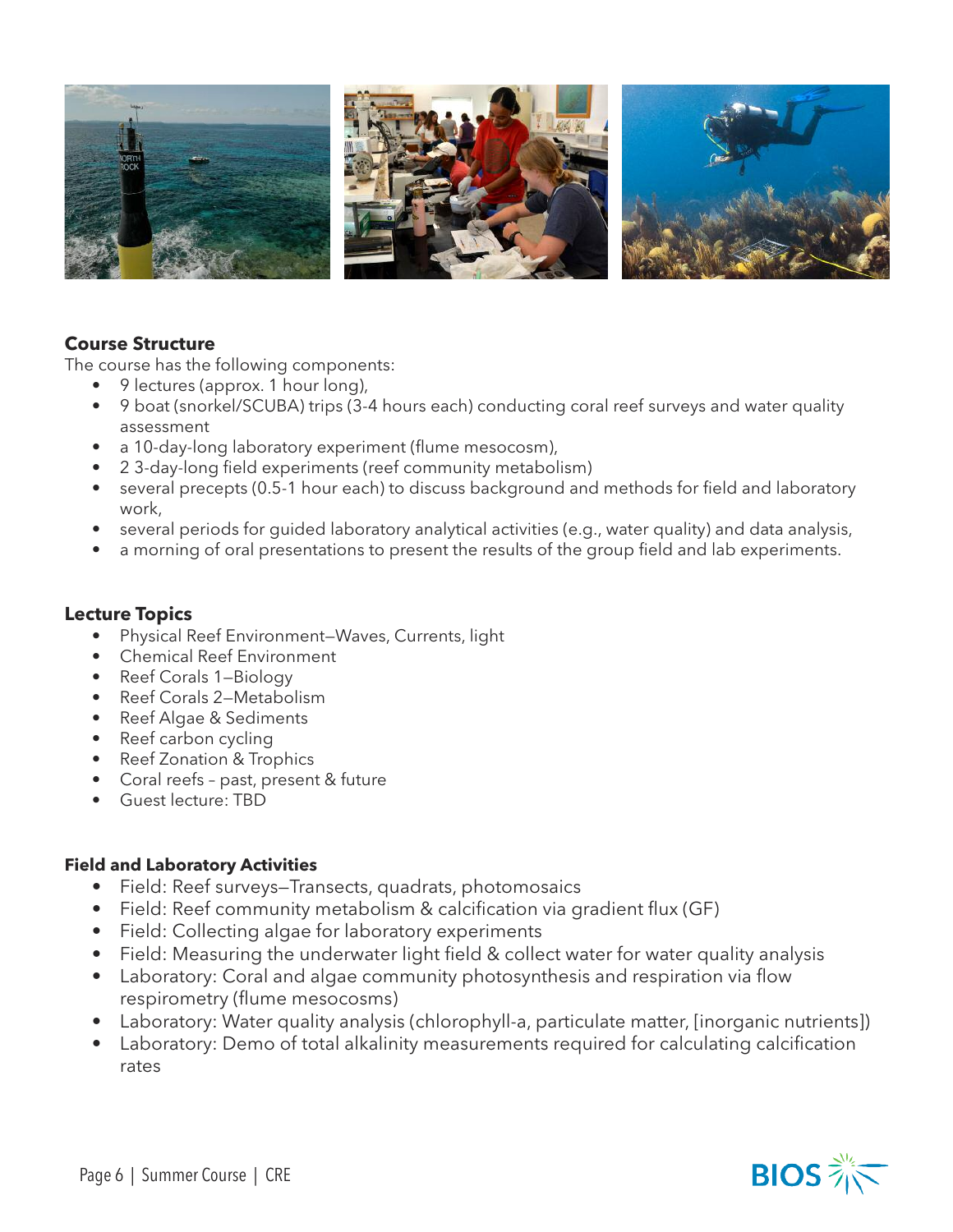### Course Structure

The course has the following components:

- 9 lectures (approx. 1 hour long),
- 9 boat (snorkel/SCUBA) trips (3-4 hours each) conducting coral reef surveys and water quality assessment
- a 10-day-long laboratory experiment (flume mesocosm),
- 2 3-day-long field experiments (reef community metabolism)
- several precepts (0.5-1 hour each) to discuss background and methods for field and laboratory work,
- several periods for guided laboratory analytical activities (e.g., water quality) and data analysis,
- a morning of oral presentations to present the results of the group field and lab experiments.

### Lecture Topics

- Physical Reef Environment—Waves, Currents, light
- Chemical Reef Environment
- Reef Corals 1—Biology
- Reef Corals 2—Metabolism
- Reef Algae & Sediments
- Reef carbon cycling
- Reef Zonation & Trophics
- Coral reefs – past, present & future
- Guest lecture: TBD

### Field and Laboratory Activities

- Field: Reef surveys—Transects, quadrats, photomosaics
- Field: Reef community metabolism & calcification via gradient flux (GF)
- Field: Collecting algae for laboratory experiments
- Field: Measuring the underwater light field & collect water for water quality analysis
- Laboratory: Coral and algae community photosynthesis and respiration via flow respirometry (flume mesocosms)
- Laboratory: Water quality analysis (chlorophyll-a, particulate matter, [inorganic nutrients])
- Laboratory: Demo of total alkalinity measurements required for calculating calcification rates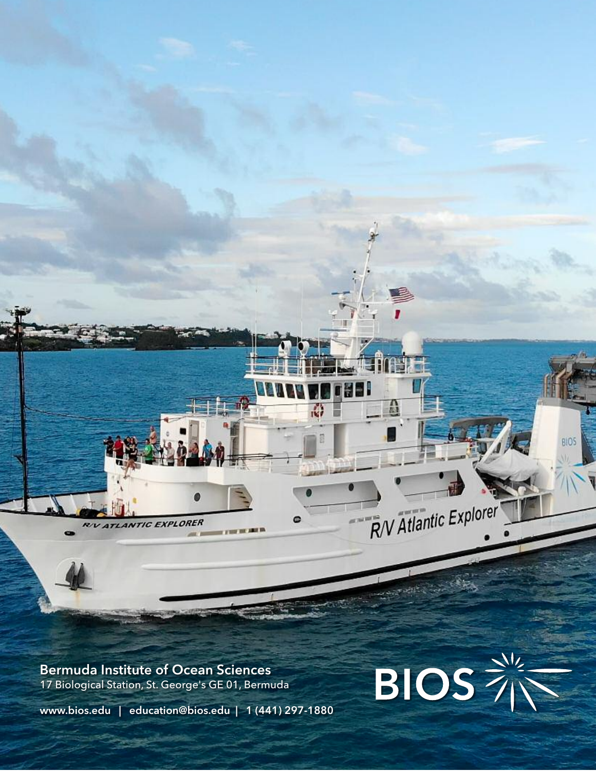**Bermuda Institute of Ocean Sciences**
17 Biological Station, St. George's GE 01, Bermuda

**www.bios.edu | education@bios.edu | 1 (441) 297-1880**